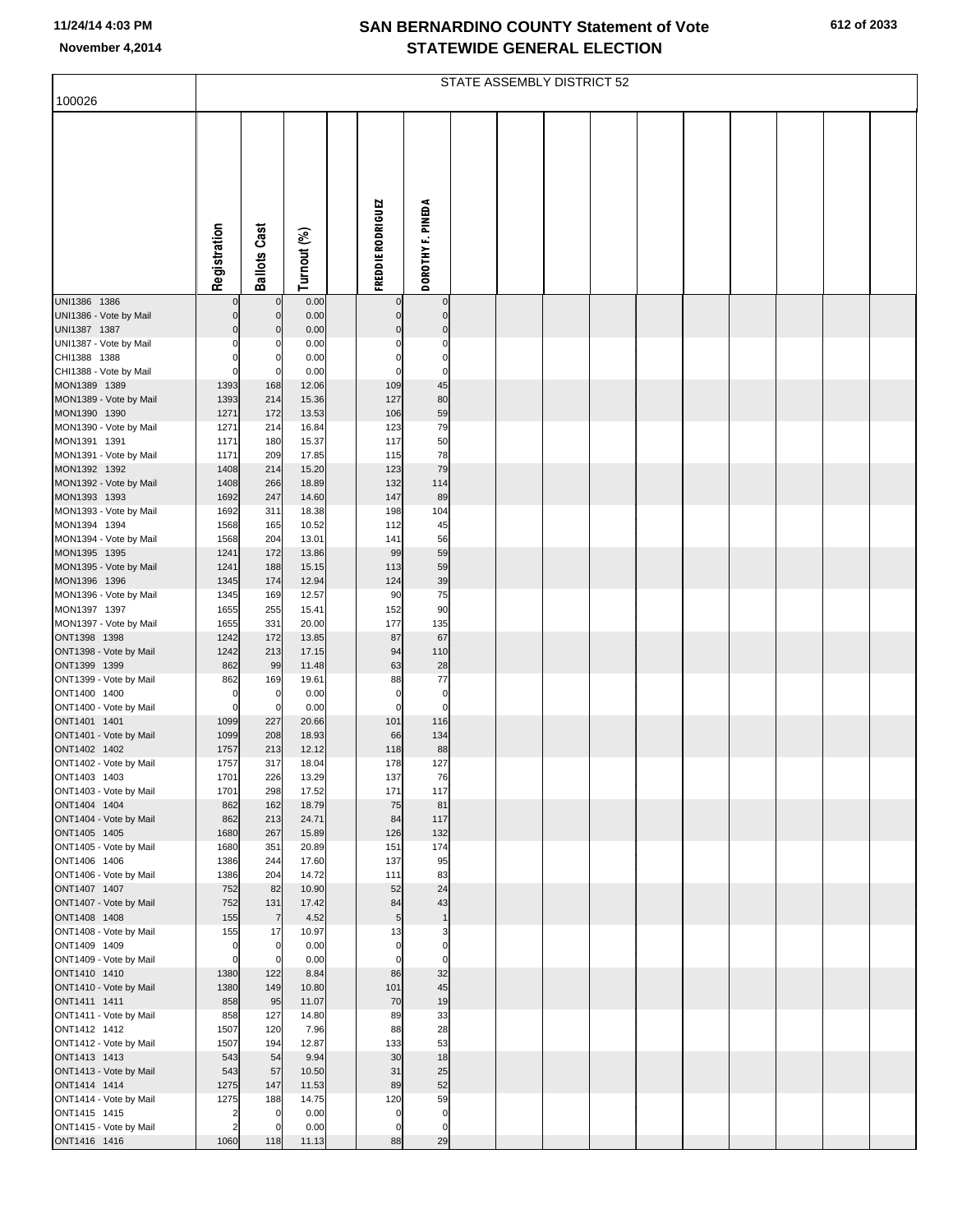# SAN BERNARDINO COUNTY Statement of Vote
# STATEWIDE GENERAL ELECTION

November 4,2014

## STATE ASSEMBLY DISTRICT 52

100026

| | Registration | Ballots Cast | Turnout (%) | | FREDDIE RODRIGUEZ | DOROTHY F. PINEDA |
|---|---|---|---|---|---|---|
| UNI1386 1386 | 0 | 0 | 0.00 | | 0 | 0 |
| UNI1386 - Vote by Mail | 0 | 0 | 0.00 | | 0 | 0 |
| UNI1387 1387 | 0 | 0 | 0.00 | | 0 | 0 |
| UNI1387 - Vote by Mail | 0 | 0 | 0.00 | | 0 | 0 |
| CHI1388 1388 | 0 | 0 | 0.00 | | 0 | 0 |
| CHI1388 - Vote by Mail | 0 | 0 | 0.00 | | 0 | 0 |
| MON1389 1389 | 1393 | 168 | 12.06 | | 109 | 45 |
| MON1389 - Vote by Mail | 1393 | 214 | 15.36 | | 127 | 80 |
| MON1390 1390 | 1271 | 172 | 13.53 | | 106 | 59 |
| MON1390 - Vote by Mail | 1271 | 214 | 16.84 | | 123 | 79 |
| MON1391 1391 | 1171 | 180 | 15.37 | | 117 | 50 |
| MON1391 - Vote by Mail | 1171 | 209 | 17.85 | | 115 | 78 |
| MON1392 1392 | 1408 | 214 | 15.20 | | 123 | 79 |
| MON1392 - Vote by Mail | 1408 | 266 | 18.89 | | 132 | 114 |
| MON1393 1393 | 1692 | 247 | 14.60 | | 147 | 89 |
| MON1393 - Vote by Mail | 1692 | 311 | 18.38 | | 198 | 104 |
| MON1394 1394 | 1568 | 165 | 10.52 | | 112 | 45 |
| MON1394 - Vote by Mail | 1568 | 204 | 13.01 | | 141 | 56 |
| MON1395 1395 | 1241 | 172 | 13.86 | | 99 | 59 |
| MON1395 - Vote by Mail | 1241 | 188 | 15.15 | | 113 | 59 |
| MON1396 1396 | 1345 | 174 | 12.94 | | 124 | 39 |
| MON1396 - Vote by Mail | 1345 | 169 | 12.57 | | 90 | 75 |
| MON1397 1397 | 1655 | 255 | 15.41 | | 152 | 90 |
| MON1397 - Vote by Mail | 1655 | 331 | 20.00 | | 177 | 135 |
| ONT1398 1398 | 1242 | 172 | 13.85 | | 87 | 67 |
| ONT1398 - Vote by Mail | 1242 | 213 | 17.15 | | 94 | 110 |
| ONT1399 1399 | 862 | 99 | 11.48 | | 63 | 28 |
| ONT1399 - Vote by Mail | 862 | 169 | 19.61 | | 88 | 77 |
| ONT1400 1400 | 0 | 0 | 0.00 | | 0 | 0 |
| ONT1400 - Vote by Mail | 0 | 0 | 0.00 | | 0 | 0 |
| ONT1401 1401 | 1099 | 227 | 20.66 | | 101 | 116 |
| ONT1401 - Vote by Mail | 1099 | 208 | 18.93 | | 66 | 134 |
| ONT1402 1402 | 1757 | 213 | 12.12 | | 118 | 88 |
| ONT1402 - Vote by Mail | 1757 | 317 | 18.04 | | 178 | 127 |
| ONT1403 1403 | 1701 | 226 | 13.29 | | 137 | 76 |
| ONT1403 - Vote by Mail | 1701 | 298 | 17.52 | | 171 | 117 |
| ONT1404 1404 | 862 | 162 | 18.79 | | 75 | 81 |
| ONT1404 - Vote by Mail | 862 | 213 | 24.71 | | 84 | 117 |
| ONT1405 1405 | 1680 | 267 | 15.89 | | 126 | 132 |
| ONT1405 - Vote by Mail | 1680 | 351 | 20.89 | | 151 | 174 |
| ONT1406 1406 | 1386 | 244 | 17.60 | | 137 | 95 |
| ONT1406 - Vote by Mail | 1386 | 204 | 14.72 | | 111 | 83 |
| ONT1407 1407 | 752 | 82 | 10.90 | | 52 | 24 |
| ONT1407 - Vote by Mail | 752 | 131 | 17.42 | | 84 | 43 |
| ONT1408 1408 | 155 | 7 | 4.52 | | 5 | 1 |
| ONT1408 - Vote by Mail | 155 | 17 | 10.97 | | 13 | 3 |
| ONT1409 1409 | 0 | 0 | 0.00 | | 0 | 0 |
| ONT1409 - Vote by Mail | 0 | 0 | 0.00 | | 0 | 0 |
| ONT1410 1410 | 1380 | 122 | 8.84 | | 86 | 32 |
| ONT1410 - Vote by Mail | 1380 | 149 | 10.80 | | 101 | 45 |
| ONT1411 1411 | 858 | 95 | 11.07 | | 70 | 19 |
| ONT1411 - Vote by Mail | 858 | 127 | 14.80 | | 89 | 33 |
| ONT1412 1412 | 1507 | 120 | 7.96 | | 88 | 28 |
| ONT1412 - Vote by Mail | 1507 | 194 | 12.87 | | 133 | 53 |
| ONT1413 1413 | 543 | 54 | 9.94 | | 30 | 18 |
| ONT1413 - Vote by Mail | 543 | 57 | 10.50 | | 31 | 25 |
| ONT1414 1414 | 1275 | 147 | 11.53 | | 89 | 52 |
| ONT1414 - Vote by Mail | 1275 | 188 | 14.75 | | 120 | 59 |
| ONT1415 1415 | 2 | 0 | 0.00 | | 0 | 0 |
| ONT1415 - Vote by Mail | 2 | 0 | 0.00 | | 0 | 0 |
| ONT1416 1416 | 1060 | 118 | 11.13 | | 88 | 29 |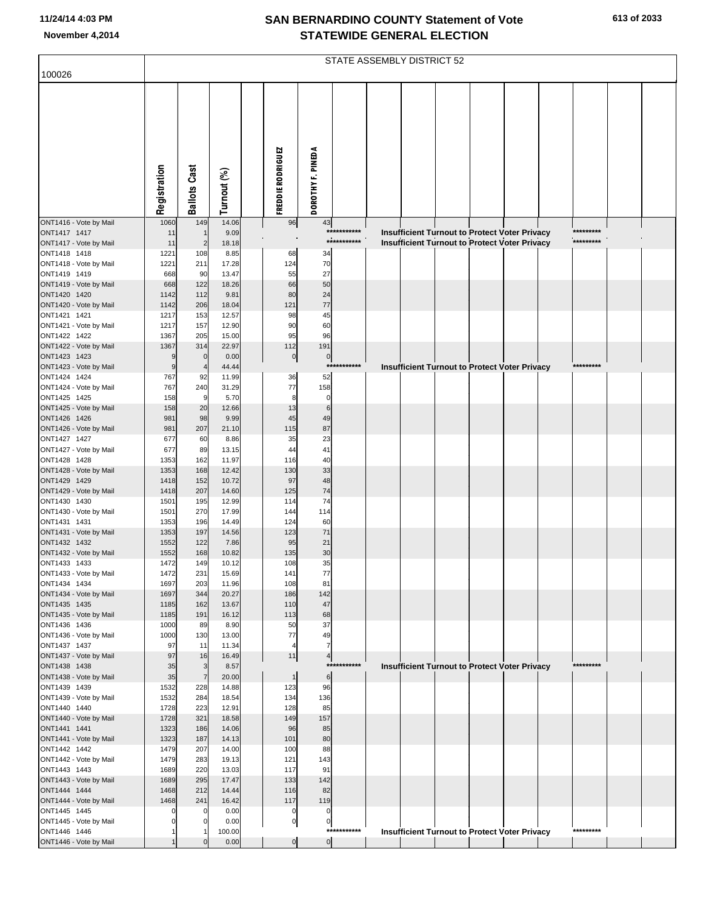# SAN BERNARDINO COUNTY Statement of Vote
## STATEWIDE GENERAL ELECTION

November 4,2014

100026 — STATE ASSEMBLY DISTRICT 52

| | Registration | Ballots Cast | Turnout (%) | FREDDIE RODRIGUEZ | DOROTHY F. PINEDA |
|---|---|---|---|---|---|
| ONT1416 - Vote by Mail | 1060 | 149 | 14.06 | 96 | 43 |
| ONT1417 1417 | 11 | 1 | 9.09 | Insufficient Turnout to Protect Voter Privacy | |
| ONT1417 - Vote by Mail | 11 | 2 | 18.18 | Insufficient Turnout to Protect Voter Privacy | |
| ONT1418 1418 | 1221 | 108 | 8.85 | 68 | 34 |
| ONT1418 - Vote by Mail | 1221 | 211 | 17.28 | 124 | 70 |
| ONT1419 1419 | 668 | 90 | 13.47 | 55 | 27 |
| ONT1419 - Vote by Mail | 668 | 122 | 18.26 | 66 | 50 |
| ONT1420 1420 | 1142 | 112 | 9.81 | 80 | 24 |
| ONT1420 - Vote by Mail | 1142 | 206 | 18.04 | 121 | 77 |
| ONT1421 1421 | 1217 | 153 | 12.57 | 98 | 45 |
| ONT1421 - Vote by Mail | 1217 | 157 | 12.90 | 90 | 60 |
| ONT1422 1422 | 1367 | 205 | 15.00 | 95 | 96 |
| ONT1422 - Vote by Mail | 1367 | 314 | 22.97 | 112 | 191 |
| ONT1423 1423 | 9 | 0 | 0.00 | 0 | 0 |
| ONT1423 - Vote by Mail | 9 | 4 | 44.44 | Insufficient Turnout to Protect Voter Privacy | |
| ONT1424 1424 | 767 | 92 | 11.99 | 36 | 52 |
| ONT1424 - Vote by Mail | 767 | 240 | 31.29 | 77 | 158 |
| ONT1425 1425 | 158 | 9 | 5.70 | 8 | 0 |
| ONT1425 - Vote by Mail | 158 | 20 | 12.66 | 13 | 6 |
| ONT1426 1426 | 981 | 98 | 9.99 | 45 | 49 |
| ONT1426 - Vote by Mail | 981 | 207 | 21.10 | 115 | 87 |
| ONT1427 1427 | 677 | 60 | 8.86 | 35 | 23 |
| ONT1427 - Vote by Mail | 677 | 89 | 13.15 | 44 | 41 |
| ONT1428 1428 | 1353 | 162 | 11.97 | 116 | 40 |
| ONT1428 - Vote by Mail | 1353 | 168 | 12.42 | 130 | 33 |
| ONT1429 1429 | 1418 | 152 | 10.72 | 97 | 48 |
| ONT1429 - Vote by Mail | 1418 | 207 | 14.60 | 125 | 74 |
| ONT1430 1430 | 1501 | 195 | 12.99 | 114 | 74 |
| ONT1430 - Vote by Mail | 1501 | 270 | 17.99 | 144 | 114 |
| ONT1431 1431 | 1353 | 196 | 14.49 | 124 | 60 |
| ONT1431 - Vote by Mail | 1353 | 197 | 14.56 | 123 | 71 |
| ONT1432 1432 | 1552 | 122 | 7.86 | 95 | 21 |
| ONT1432 - Vote by Mail | 1552 | 168 | 10.82 | 135 | 30 |
| ONT1433 1433 | 1472 | 149 | 10.12 | 108 | 35 |
| ONT1433 - Vote by Mail | 1472 | 231 | 15.69 | 141 | 77 |
| ONT1434 1434 | 1697 | 203 | 11.96 | 108 | 81 |
| ONT1434 - Vote by Mail | 1697 | 344 | 20.27 | 186 | 142 |
| ONT1435 1435 | 1185 | 162 | 13.67 | 110 | 47 |
| ONT1435 - Vote by Mail | 1185 | 191 | 16.12 | 113 | 68 |
| ONT1436 1436 | 1000 | 89 | 8.90 | 50 | 37 |
| ONT1436 - Vote by Mail | 1000 | 130 | 13.00 | 77 | 49 |
| ONT1437 1437 | 97 | 11 | 11.34 | 4 | 7 |
| ONT1437 - Vote by Mail | 97 | 16 | 16.49 | 11 | 4 |
| ONT1438 1438 | 35 | 3 | 8.57 | Insufficient Turnout to Protect Voter Privacy | |
| ONT1438 - Vote by Mail | 35 | 7 | 20.00 | 1 | 6 |
| ONT1439 1439 | 1532 | 228 | 14.88 | 123 | 96 |
| ONT1439 - Vote by Mail | 1532 | 284 | 18.54 | 134 | 136 |
| ONT1440 1440 | 1728 | 223 | 12.91 | 128 | 85 |
| ONT1440 - Vote by Mail | 1728 | 321 | 18.58 | 149 | 157 |
| ONT1441 1441 | 1323 | 186 | 14.06 | 96 | 85 |
| ONT1441 - Vote by Mail | 1323 | 187 | 14.13 | 101 | 80 |
| ONT1442 1442 | 1479 | 207 | 14.00 | 100 | 88 |
| ONT1442 - Vote by Mail | 1479 | 283 | 19.13 | 121 | 143 |
| ONT1443 1443 | 1689 | 220 | 13.03 | 117 | 91 |
| ONT1443 - Vote by Mail | 1689 | 295 | 17.47 | 133 | 142 |
| ONT1444 1444 | 1468 | 212 | 14.44 | 116 | 82 |
| ONT1444 - Vote by Mail | 1468 | 241 | 16.42 | 117 | 119 |
| ONT1445 1445 | 0 | 0 | 0.00 | 0 | 0 |
| ONT1445 - Vote by Mail | 0 | 0 | 0.00 | 0 | 0 |
| ONT1446 1446 | 1 | 1 | 100.00 | Insufficient Turnout to Protect Voter Privacy | |
| ONT1446 - Vote by Mail | 1 | 0 | 0.00 | 0 | 0 |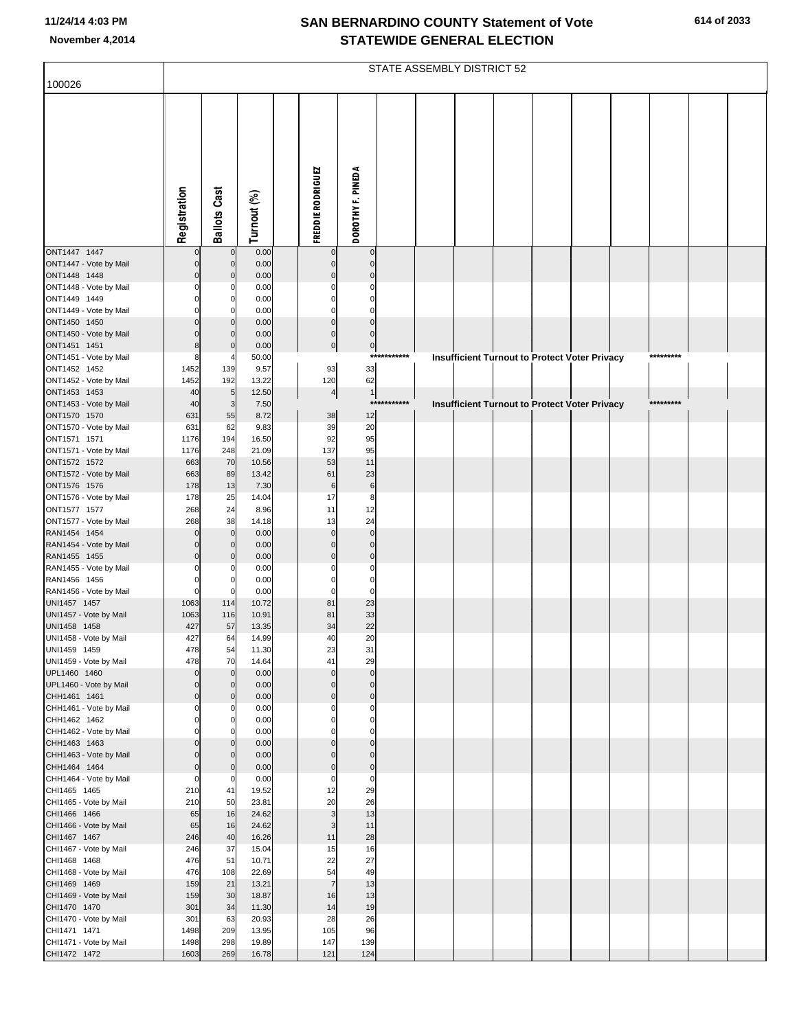# SAN BERNARDINO COUNTY Statement of Vote
## STATEWIDE GENERAL ELECTION

November 4,2014

| 100026 | STATE ASSEMBLY DISTRICT 52 | | | | | |
|---|---|---|---|---|---|---|
| | Registration | Ballots Cast | Turnout (%) | FREDDIE RODRIGUEZ | DOROTHY F. PINEDA | |
| ONT1447 1447 | 0 | 0 | 0.00 | 0 | 0 | |
| ONT1447 - Vote by Mail | 0 | 0 | 0.00 | 0 | 0 | |
| ONT1448 1448 | 0 | 0 | 0.00 | 0 | 0 | |
| ONT1448 - Vote by Mail | 0 | 0 | 0.00 | 0 | 0 | |
| ONT1449 1449 | 0 | 0 | 0.00 | 0 | 0 | |
| ONT1449 - Vote by Mail | 0 | 0 | 0.00 | 0 | 0 | |
| ONT1450 1450 | 0 | 0 | 0.00 | 0 | 0 | |
| ONT1450 - Vote by Mail | 0 | 0 | 0.00 | 0 | 0 | |
| ONT1451 1451 | 8 | 0 | 0.00 | 0 | 0 | |
| ONT1451 - Vote by Mail | 8 | 4 | 50.00 | | | *********** Insufficient Turnout to Protect Voter Privacy ********* |
| ONT1452 1452 | 1452 | 139 | 9.57 | 93 | 33 | |
| ONT1452 - Vote by Mail | 1452 | 192 | 13.22 | 120 | 62 | |
| ONT1453 1453 | 40 | 5 | 12.50 | 4 | 1 | |
| ONT1453 - Vote by Mail | 40 | 3 | 7.50 | | | *********** Insufficient Turnout to Protect Voter Privacy ********* |
| ONT1570 1570 | 631 | 55 | 8.72 | 38 | 12 | |
| ONT1570 - Vote by Mail | 631 | 62 | 9.83 | 39 | 20 | |
| ONT1571 1571 | 1176 | 194 | 16.50 | 92 | 95 | |
| ONT1571 - Vote by Mail | 1176 | 248 | 21.09 | 137 | 95 | |
| ONT1572 1572 | 663 | 70 | 10.56 | 53 | 11 | |
| ONT1572 - Vote by Mail | 663 | 89 | 13.42 | 61 | 23 | |
| ONT1576 1576 | 178 | 13 | 7.30 | 6 | 6 | |
| ONT1576 - Vote by Mail | 178 | 25 | 14.04 | 17 | 8 | |
| ONT1577 1577 | 268 | 24 | 8.96 | 11 | 12 | |
| ONT1577 - Vote by Mail | 268 | 38 | 14.18 | 13 | 24 | |
| RAN1454 1454 | 0 | 0 | 0.00 | 0 | 0 | |
| RAN1454 - Vote by Mail | 0 | 0 | 0.00 | 0 | 0 | |
| RAN1455 1455 | 0 | 0 | 0.00 | 0 | 0 | |
| RAN1455 - Vote by Mail | 0 | 0 | 0.00 | 0 | 0 | |
| RAN1456 1456 | 0 | 0 | 0.00 | 0 | 0 | |
| RAN1456 - Vote by Mail | 0 | 0 | 0.00 | 0 | 0 | |
| UNI1457 1457 | 1063 | 114 | 10.72 | 81 | 23 | |
| UNI1457 - Vote by Mail | 1063 | 116 | 10.91 | 81 | 33 | |
| UNI1458 1458 | 427 | 57 | 13.35 | 34 | 22 | |
| UNI1458 - Vote by Mail | 427 | 64 | 14.99 | 40 | 20 | |
| UNI1459 1459 | 478 | 54 | 11.30 | 23 | 31 | |
| UNI1459 - Vote by Mail | 478 | 70 | 14.64 | 41 | 29 | |
| UPL1460 1460 | 0 | 0 | 0.00 | 0 | 0 | |
| UPL1460 - Vote by Mail | 0 | 0 | 0.00 | 0 | 0 | |
| CHH1461 1461 | 0 | 0 | 0.00 | 0 | 0 | |
| CHH1461 - Vote by Mail | 0 | 0 | 0.00 | 0 | 0 | |
| CHH1462 1462 | 0 | 0 | 0.00 | 0 | 0 | |
| CHH1462 - Vote by Mail | 0 | 0 | 0.00 | 0 | 0 | |
| CHH1463 1463 | 0 | 0 | 0.00 | 0 | 0 | |
| CHH1463 - Vote by Mail | 0 | 0 | 0.00 | 0 | 0 | |
| CHH1464 1464 | 0 | 0 | 0.00 | 0 | 0 | |
| CHH1464 - Vote by Mail | 0 | 0 | 0.00 | 0 | 0 | |
| CHI1465 1465 | 210 | 41 | 19.52 | 12 | 29 | |
| CHI1465 - Vote by Mail | 210 | 50 | 23.81 | 20 | 26 | |
| CHI1466 1466 | 65 | 16 | 24.62 | 3 | 13 | |
| CHI1466 - Vote by Mail | 65 | 16 | 24.62 | 3 | 11 | |
| CHI1467 1467 | 246 | 40 | 16.26 | 11 | 28 | |
| CHI1467 - Vote by Mail | 246 | 37 | 15.04 | 15 | 16 | |
| CHI1468 1468 | 476 | 51 | 10.71 | 22 | 27 | |
| CHI1468 - Vote by Mail | 476 | 108 | 22.69 | 54 | 49 | |
| CHI1469 1469 | 159 | 21 | 13.21 | 7 | 13 | |
| CHI1469 - Vote by Mail | 159 | 30 | 18.87 | 16 | 13 | |
| CHI1470 1470 | 301 | 34 | 11.30 | 14 | 19 | |
| CHI1470 - Vote by Mail | 301 | 63 | 20.93 | 28 | 26 | |
| CHI1471 1471 | 1498 | 209 | 13.95 | 105 | 96 | |
| CHI1471 - Vote by Mail | 1498 | 298 | 19.89 | 147 | 139 | |
| CHI1472 1472 | 1603 | 269 | 16.78 | 121 | 124 | |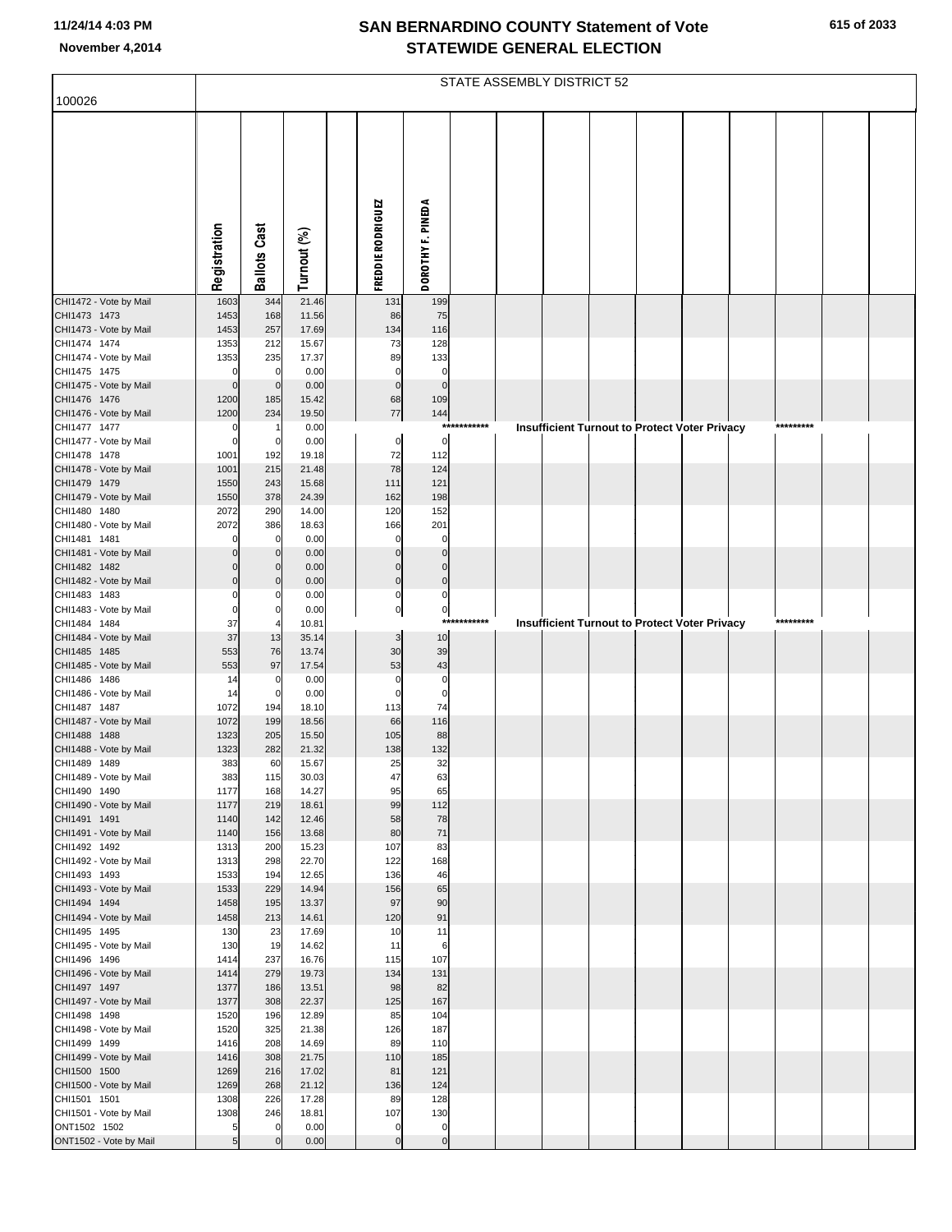# SAN BERNARDINO COUNTY Statement of Vote
# STATEWIDE GENERAL ELECTION

11/24/14 4:03 PM
November 4,2014

## STATE ASSEMBLY DISTRICT 52

100026

| | Registration | Ballots Cast | Turnout (%) | FREDDIE RODRIGUEZ | DOROTHY F. PINEDA |
|---|---|---|---|---|---|
| CHI1472 - Vote by Mail | 1603 | 344 | 21.46 | 131 | 199 |
| CHI1473 1473 | 1453 | 168 | 11.56 | 86 | 75 |
| CHI1473 - Vote by Mail | 1453 | 257 | 17.69 | 134 | 116 |
| CHI1474 1474 | 1353 | 212 | 15.67 | 73 | 128 |
| CHI1474 - Vote by Mail | 1353 | 235 | 17.37 | 89 | 133 |
| CHI1475 1475 | 0 | 0 | 0.00 | 0 | 0 |
| CHI1475 - Vote by Mail | 0 | 0 | 0.00 | 0 | 0 |
| CHI1476 1476 | 1200 | 185 | 15.42 | 68 | 109 |
| CHI1476 - Vote by Mail | 1200 | 234 | 19.50 | 77 | 144 |
| CHI1477 1477 | 0 | 1 | 0.00 | *********** Insufficient Turnout to Protect Voter Privacy ********* | |
| CHI1477 - Vote by Mail | 0 | 0 | 0.00 | 0 | 0 |
| CHI1478 1478 | 1001 | 192 | 19.18 | 72 | 112 |
| CHI1478 - Vote by Mail | 1001 | 215 | 21.48 | 78 | 124 |
| CHI1479 1479 | 1550 | 243 | 15.68 | 111 | 121 |
| CHI1479 - Vote by Mail | 1550 | 378 | 24.39 | 162 | 198 |
| CHI1480 1480 | 2072 | 290 | 14.00 | 120 | 152 |
| CHI1480 - Vote by Mail | 2072 | 386 | 18.63 | 166 | 201 |
| CHI1481 1481 | 0 | 0 | 0.00 | 0 | 0 |
| CHI1481 - Vote by Mail | 0 | 0 | 0.00 | 0 | 0 |
| CHI1482 1482 | 0 | 0 | 0.00 | 0 | 0 |
| CHI1482 - Vote by Mail | 0 | 0 | 0.00 | 0 | 0 |
| CHI1483 1483 | 0 | 0 | 0.00 | 0 | 0 |
| CHI1483 - Vote by Mail | 0 | 0 | 0.00 | 0 | 0 |
| CHI1484 1484 | 37 | 4 | 10.81 | *********** Insufficient Turnout to Protect Voter Privacy ********* | |
| CHI1484 - Vote by Mail | 37 | 13 | 35.14 | 3 | 10 |
| CHI1485 1485 | 553 | 76 | 13.74 | 30 | 39 |
| CHI1485 - Vote by Mail | 553 | 97 | 17.54 | 53 | 43 |
| CHI1486 1486 | 14 | 0 | 0.00 | 0 | 0 |
| CHI1486 - Vote by Mail | 14 | 0 | 0.00 | 0 | 0 |
| CHI1487 1487 | 1072 | 194 | 18.10 | 113 | 74 |
| CHI1487 - Vote by Mail | 1072 | 199 | 18.56 | 66 | 116 |
| CHI1488 1488 | 1323 | 205 | 15.50 | 105 | 88 |
| CHI1488 - Vote by Mail | 1323 | 282 | 21.32 | 138 | 132 |
| CHI1489 1489 | 383 | 60 | 15.67 | 25 | 32 |
| CHI1489 - Vote by Mail | 383 | 115 | 30.03 | 47 | 63 |
| CHI1490 1490 | 1177 | 168 | 14.27 | 95 | 65 |
| CHI1490 - Vote by Mail | 1177 | 219 | 18.61 | 99 | 112 |
| CHI1491 1491 | 1140 | 142 | 12.46 | 58 | 78 |
| CHI1491 - Vote by Mail | 1140 | 156 | 13.68 | 80 | 71 |
| CHI1492 1492 | 1313 | 200 | 15.23 | 107 | 83 |
| CHI1492 - Vote by Mail | 1313 | 298 | 22.70 | 122 | 168 |
| CHI1493 1493 | 1533 | 194 | 12.65 | 136 | 46 |
| CHI1493 - Vote by Mail | 1533 | 229 | 14.94 | 156 | 65 |
| CHI1494 1494 | 1458 | 195 | 13.37 | 97 | 90 |
| CHI1494 - Vote by Mail | 1458 | 213 | 14.61 | 120 | 91 |
| CHI1495 1495 | 130 | 23 | 17.69 | 10 | 11 |
| CHI1495 - Vote by Mail | 130 | 19 | 14.62 | 11 | 6 |
| CHI1496 1496 | 1414 | 237 | 16.76 | 115 | 107 |
| CHI1496 - Vote by Mail | 1414 | 279 | 19.73 | 134 | 131 |
| CHI1497 1497 | 1377 | 186 | 13.51 | 98 | 82 |
| CHI1497 - Vote by Mail | 1377 | 308 | 22.37 | 125 | 167 |
| CHI1498 1498 | 1520 | 196 | 12.89 | 85 | 104 |
| CHI1498 - Vote by Mail | 1520 | 325 | 21.38 | 126 | 187 |
| CHI1499 1499 | 1416 | 208 | 14.69 | 89 | 110 |
| CHI1499 - Vote by Mail | 1416 | 308 | 21.75 | 110 | 185 |
| CHI1500 1500 | 1269 | 216 | 17.02 | 81 | 121 |
| CHI1500 - Vote by Mail | 1269 | 268 | 21.12 | 136 | 124 |
| CHI1501 1501 | 1308 | 226 | 17.28 | 89 | 128 |
| CHI1501 - Vote by Mail | 1308 | 246 | 18.81 | 107 | 130 |
| ONT1502 1502 | 5 | 0 | 0.00 | 0 | 0 |
| ONT1502 - Vote by Mail | 5 | 0 | 0.00 | 0 | 0 |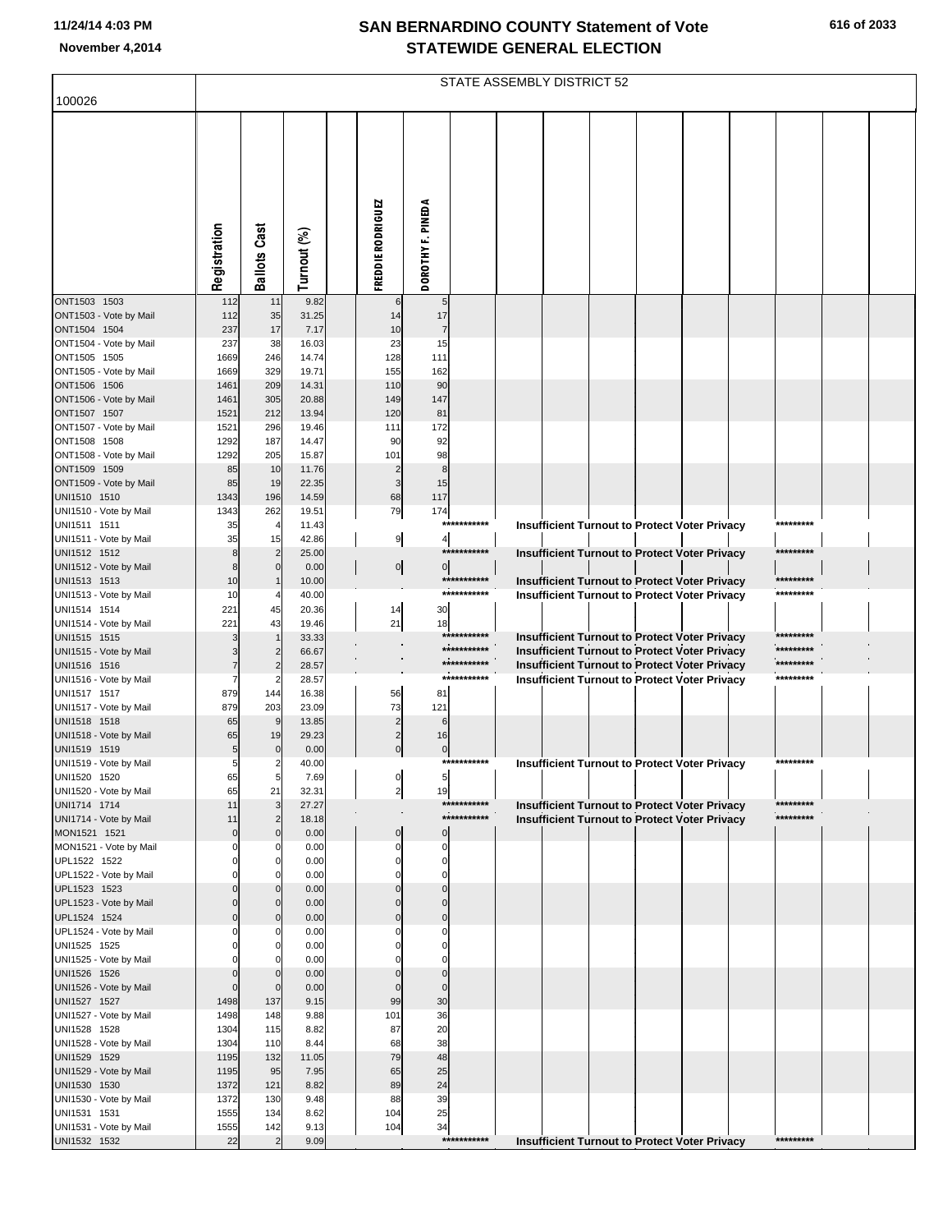# SAN BERNARDINO COUNTY Statement of Vote
## STATEWIDE GENERAL ELECTION

11/24/14 4:03 PM
November 4,2014

100026

STATE ASSEMBLY DISTRICT 52

| | Registration | Ballots Cast | Turnout (%) | FREDDIE RODRIGUEZ | DOROTHY F. PINEDA |
|---|---|---|---|---|---|
| ONT1503 1503 | 112 | 11 | 9.82 | 6 | 5 |
| ONT1503 - Vote by Mail | 112 | 35 | 31.25 | 14 | 17 |
| ONT1504 1504 | 237 | 17 | 7.17 | 10 | 7 |
| ONT1504 - Vote by Mail | 237 | 38 | 16.03 | 23 | 15 |
| ONT1505 1505 | 1669 | 246 | 14.74 | 128 | 111 |
| ONT1505 - Vote by Mail | 1669 | 329 | 19.71 | 155 | 162 |
| ONT1506 1506 | 1461 | 209 | 14.31 | 110 | 90 |
| ONT1506 - Vote by Mail | 1461 | 305 | 20.88 | 149 | 147 |
| ONT1507 1507 | 1521 | 212 | 13.94 | 120 | 81 |
| ONT1507 - Vote by Mail | 1521 | 296 | 19.46 | 111 | 172 |
| ONT1508 1508 | 1292 | 187 | 14.47 | 90 | 92 |
| ONT1508 - Vote by Mail | 1292 | 205 | 15.87 | 101 | 98 |
| ONT1509 1509 | 85 | 10 | 11.76 | 2 | 8 |
| ONT1509 - Vote by Mail | 85 | 19 | 22.35 | 3 | 15 |
| UNI1510 1510 | 1343 | 196 | 14.59 | 68 | 117 |
| UNI1510 - Vote by Mail | 1343 | 262 | 19.51 | 79 | 174 |
| UNI1511 1511 | 35 | 4 | 11.43 | Insufficient Turnout to Protect Voter Privacy | |
| UNI1511 - Vote by Mail | 35 | 15 | 42.86 | 9 | 4 |
| UNI1512 1512 | 8 | 2 | 25.00 | Insufficient Turnout to Protect Voter Privacy | |
| UNI1512 - Vote by Mail | 8 | 0 | 0.00 | 0 | 0 |
| UNI1513 1513 | 10 | 1 | 10.00 | Insufficient Turnout to Protect Voter Privacy | |
| UNI1513 - Vote by Mail | 10 | 4 | 40.00 | Insufficient Turnout to Protect Voter Privacy | |
| UNI1514 1514 | 221 | 45 | 20.36 | 14 | 30 |
| UNI1514 - Vote by Mail | 221 | 43 | 19.46 | 21 | 18 |
| UNI1515 1515 | 3 | 1 | 33.33 | Insufficient Turnout to Protect Voter Privacy | |
| UNI1515 - Vote by Mail | 3 | 2 | 66.67 | Insufficient Turnout to Protect Voter Privacy | |
| UNI1516 1516 | 7 | 2 | 28.57 | Insufficient Turnout to Protect Voter Privacy | |
| UNI1516 - Vote by Mail | 7 | 2 | 28.57 | Insufficient Turnout to Protect Voter Privacy | |
| UNI1517 1517 | 879 | 144 | 16.38 | 56 | 81 |
| UNI1517 - Vote by Mail | 879 | 203 | 23.09 | 73 | 121 |
| UNI1518 1518 | 65 | 9 | 13.85 | 2 | 6 |
| UNI1518 - Vote by Mail | 65 | 19 | 29.23 | 2 | 16 |
| UNI1519 1519 | 5 | 0 | 0.00 | 0 | 0 |
| UNI1519 - Vote by Mail | 5 | 2 | 40.00 | Insufficient Turnout to Protect Voter Privacy | |
| UNI1520 1520 | 65 | 5 | 7.69 | 0 | 5 |
| UNI1520 - Vote by Mail | 65 | 21 | 32.31 | 2 | 19 |
| UNI1714 1714 | 11 | 3 | 27.27 | Insufficient Turnout to Protect Voter Privacy | |
| UNI1714 - Vote by Mail | 11 | 2 | 18.18 | Insufficient Turnout to Protect Voter Privacy | |
| MON1521 1521 | 0 | 0 | 0.00 | 0 | 0 |
| MON1521 - Vote by Mail | 0 | 0 | 0.00 | 0 | 0 |
| UPL1522 1522 | 0 | 0 | 0.00 | 0 | 0 |
| UPL1522 - Vote by Mail | 0 | 0 | 0.00 | 0 | 0 |
| UPL1523 1523 | 0 | 0 | 0.00 | 0 | 0 |
| UPL1523 - Vote by Mail | 0 | 0 | 0.00 | 0 | 0 |
| UPL1524 1524 | 0 | 0 | 0.00 | 0 | 0 |
| UPL1524 - Vote by Mail | 0 | 0 | 0.00 | 0 | 0 |
| UNI1525 1525 | 0 | 0 | 0.00 | 0 | 0 |
| UNI1525 - Vote by Mail | 0 | 0 | 0.00 | 0 | 0 |
| UNI1526 1526 | 0 | 0 | 0.00 | 0 | 0 |
| UNI1526 - Vote by Mail | 0 | 0 | 0.00 | 0 | 0 |
| UNI1527 1527 | 1498 | 137 | 9.15 | 99 | 30 |
| UNI1527 - Vote by Mail | 1498 | 148 | 9.88 | 101 | 36 |
| UNI1528 1528 | 1304 | 115 | 8.82 | 87 | 20 |
| UNI1528 - Vote by Mail | 1304 | 110 | 8.44 | 68 | 38 |
| UNI1529 1529 | 1195 | 132 | 11.05 | 79 | 48 |
| UNI1529 - Vote by Mail | 1195 | 95 | 7.95 | 65 | 25 |
| UNI1530 1530 | 1372 | 121 | 8.82 | 89 | 24 |
| UNI1530 - Vote by Mail | 1372 | 130 | 9.48 | 88 | 39 |
| UNI1531 1531 | 1555 | 134 | 8.62 | 104 | 25 |
| UNI1531 - Vote by Mail | 1555 | 142 | 9.13 | 104 | 34 |
| UNI1532 1532 | 22 | 2 | 9.09 | Insufficient Turnout to Protect Voter Privacy | |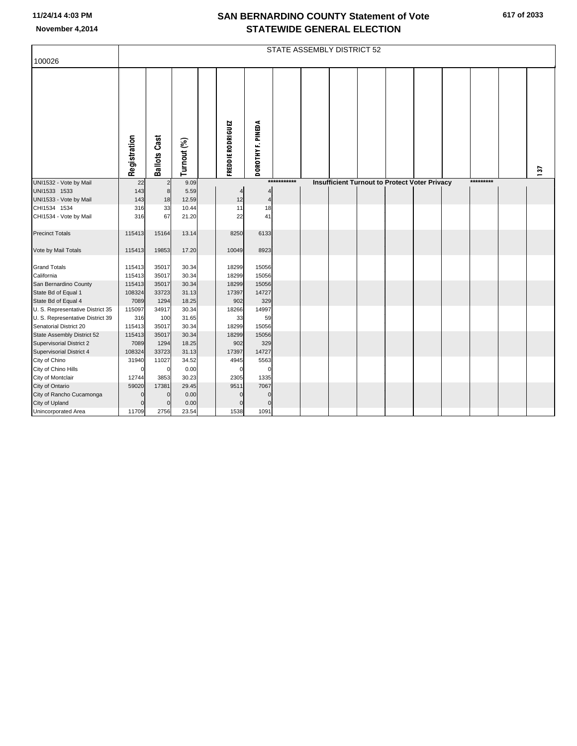# SAN BERNARDINO COUNTY Statement of Vote
## STATEWIDE GENERAL ELECTION

November 4,2014

| 100026 | Registration | Ballots Cast | Turnout (%) | | FREDDIE RODRIGUEZ | DOROTHY F. PINEDA |
|---|---|---|---|---|---|---|
| | | | | | STATE ASSEMBLY DISTRICT 52 | |
| UNI1532 - Vote by Mail | 22 | 2 | 9.09 | | *********** Insufficient Turnout to Protect Voter Privacy ********* | |
| UNI1533 1533 | 143 | 8 | 5.59 | | 4 | 4 |
| UNI1533 - Vote by Mail | 143 | 18 | 12.59 | | 12 | 4 |
| CHI1534 1534 | 316 | 33 | 10.44 | | 11 | 18 |
| CHI1534 - Vote by Mail | 316 | 67 | 21.20 | | 22 | 41 |
| Precinct Totals | 115413 | 15164 | 13.14 | | 8250 | 6133 |
| Vote by Mail Totals | 115413 | 19853 | 17.20 | | 10049 | 8923 |
| Grand Totals | 115413 | 35017 | 30.34 | | 18299 | 15056 |
| California | 115413 | 35017 | 30.34 | | 18299 | 15056 |
| San Bernardino County | 115413 | 35017 | 30.34 | | 18299 | 15056 |
| State Bd of Equal 1 | 108324 | 33723 | 31.13 | | 17397 | 14727 |
| State Bd of Equal 4 | 7089 | 1294 | 18.25 | | 902 | 329 |
| U. S. Representative District 35 | 115097 | 34917 | 30.34 | | 18266 | 14997 |
| U. S. Representative District 39 | 316 | 100 | 31.65 | | 33 | 59 |
| Senatorial District 20 | 115413 | 35017 | 30.34 | | 18299 | 15056 |
| State Assembly District 52 | 115413 | 35017 | 30.34 | | 18299 | 15056 |
| Supervisorial District 2 | 7089 | 1294 | 18.25 | | 902 | 329 |
| Supervisorial District 4 | 108324 | 33723 | 31.13 | | 17397 | 14727 |
| City of Chino | 31940 | 11027 | 34.52 | | 4945 | 5563 |
| City of Chino Hills | 0 | 0 | 0.00 | | 0 | 0 |
| City of Montclair | 12744 | 3853 | 30.23 | | 2305 | 1335 |
| City of Ontario | 59020 | 17381 | 29.45 | | 9511 | 7067 |
| City of Rancho Cucamonga | 0 | 0 | 0.00 | | 0 | 0 |
| City of Upland | 0 | 0 | 0.00 | | 0 | 0 |
| Unincorporated Area | 11709 | 2756 | 23.54 | | 1538 | 1091 |

137